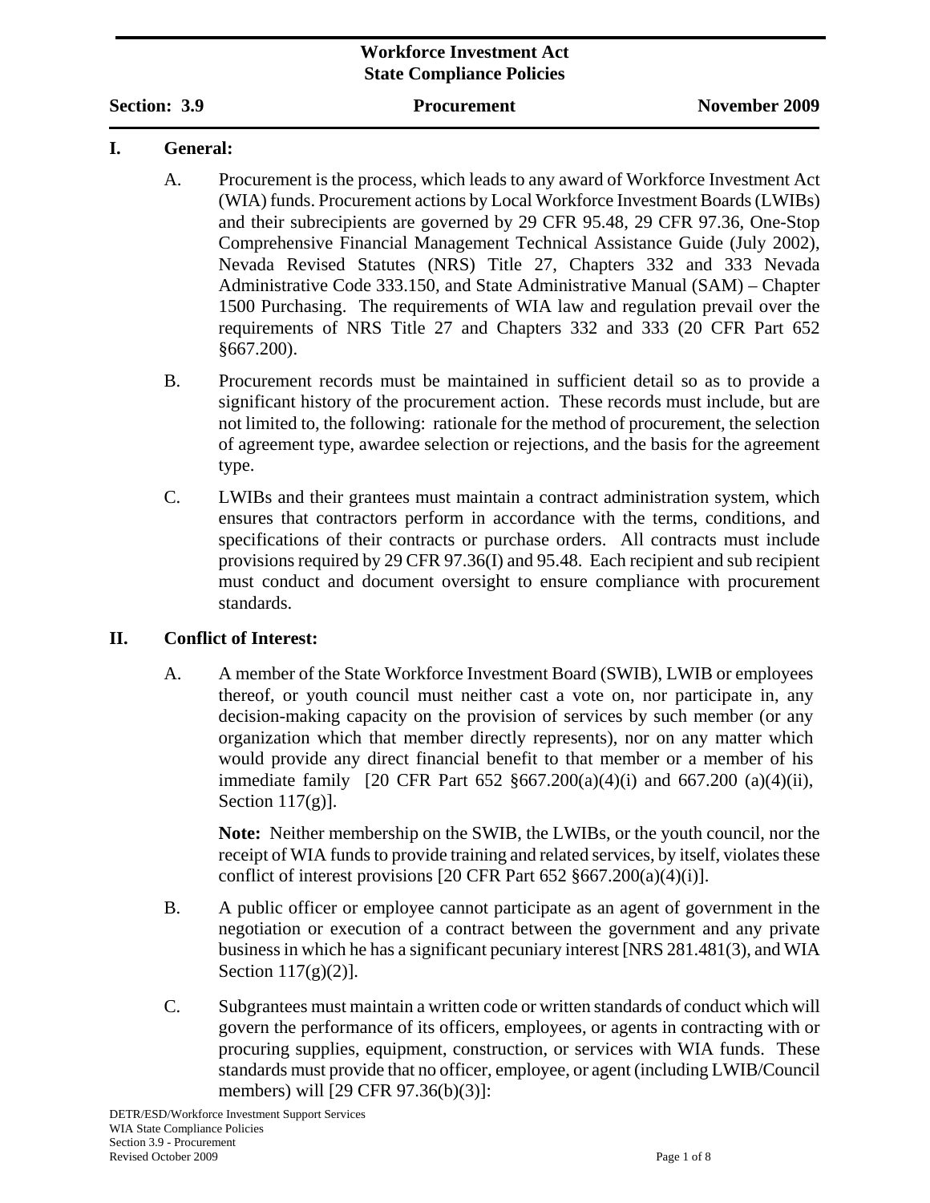**Workforce Investment Act**
**State Compliance Policies**

**Section: 3.9** **Procurement** **November 2009**

## I. General:

A. Procurement is the process, which leads to any award of Workforce Investment Act (WIA) funds. Procurement actions by Local Workforce Investment Boards (LWIBs) and their subrecipients are governed by 29 CFR 95.48, 29 CFR 97.36, One-Stop Comprehensive Financial Management Technical Assistance Guide (July 2002), Nevada Revised Statutes (NRS) Title 27, Chapters 332 and 333 Nevada Administrative Code 333.150, and State Administrative Manual (SAM) – Chapter 1500 Purchasing. The requirements of WIA law and regulation prevail over the requirements of NRS Title 27 and Chapters 332 and 333 (20 CFR Part 652 §667.200).

B. Procurement records must be maintained in sufficient detail so as to provide a significant history of the procurement action. These records must include, but are not limited to, the following: rationale for the method of procurement, the selection of agreement type, awardee selection or rejections, and the basis for the agreement type.

C. LWIBs and their grantees must maintain a contract administration system, which ensures that contractors perform in accordance with the terms, conditions, and specifications of their contracts or purchase orders. All contracts must include provisions required by 29 CFR 97.36(I) and 95.48. Each recipient and sub recipient must conduct and document oversight to ensure compliance with procurement standards.

## II. Conflict of Interest:

A. A member of the State Workforce Investment Board (SWIB), LWIB or employees thereof, or youth council must neither cast a vote on, nor participate in, any decision-making capacity on the provision of services by such member (or any organization which that member directly represents), nor on any matter which would provide any direct financial benefit to that member or a member of his immediate family [20 CFR Part 652 §667.200(a)(4)(i) and 667.200 (a)(4)(ii), Section 117(g)].

**Note:** Neither membership on the SWIB, the LWIBs, or the youth council, nor the receipt of WIA funds to provide training and related services, by itself, violates these conflict of interest provisions [20 CFR Part 652 §667.200(a)(4)(i)].

B. A public officer or employee cannot participate as an agent of government in the negotiation or execution of a contract between the government and any private business in which he has a significant pecuniary interest [NRS 281.481(3), and WIA Section 117(g)(2)].

C. Subgrantees must maintain a written code or written standards of conduct which will govern the performance of its officers, employees, or agents in contracting with or procuring supplies, equipment, construction, or services with WIA funds. These standards must provide that no officer, employee, or agent (including LWIB/Council members) will [29 CFR 97.36(b)(3)]: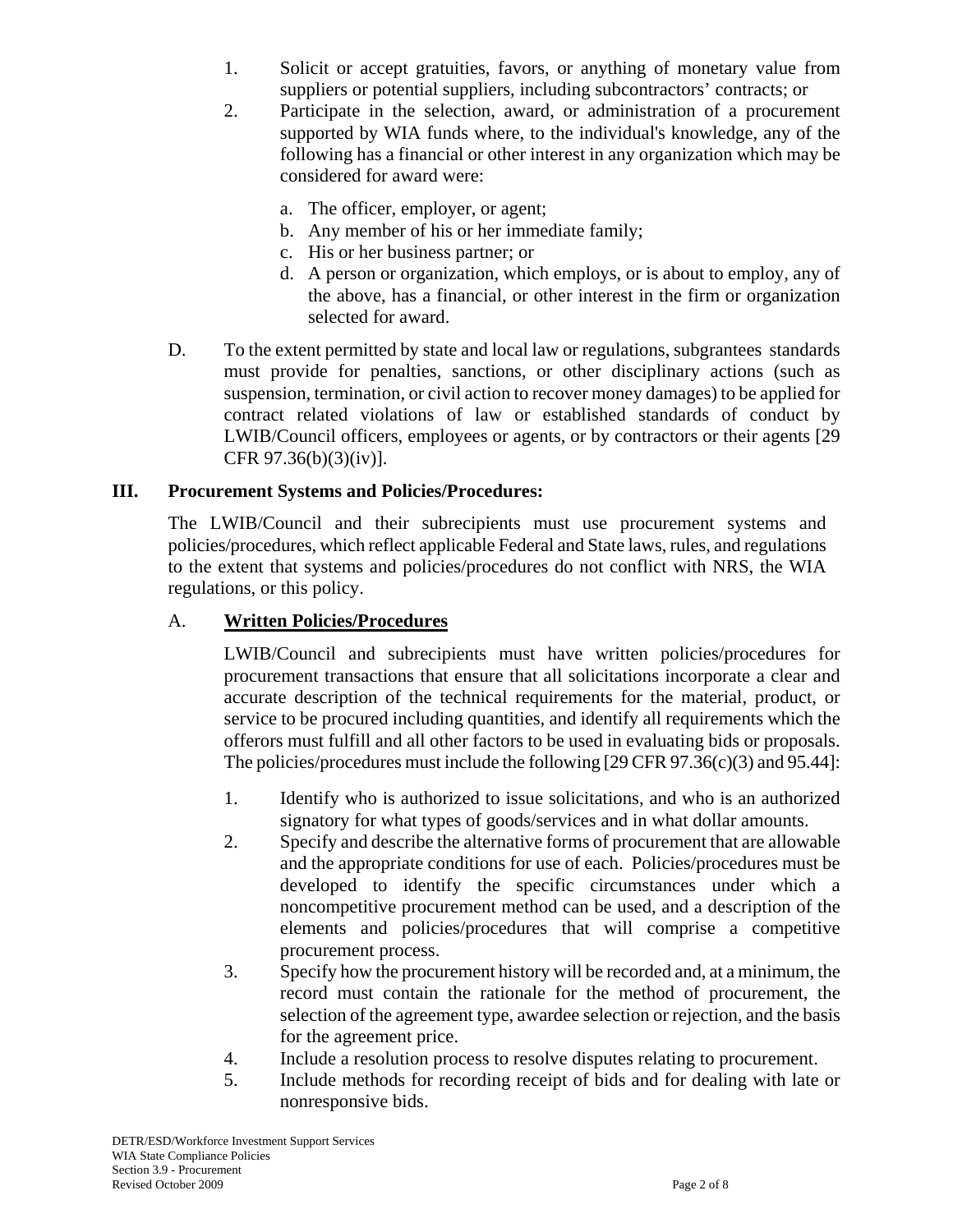1. Solicit or accept gratuities, favors, or anything of monetary value from suppliers or potential suppliers, including subcontractors' contracts; or
2. Participate in the selection, award, or administration of a procurement supported by WIA funds where, to the individual's knowledge, any of the following has a financial or other interest in any organization which may be considered for award were:

   a. The officer, employer, or agent;
   b. Any member of his or her immediate family;
   c. His or her business partner; or
   d. A person or organization, which employs, or is about to employ, any of the above, has a financial, or other interest in the firm or organization selected for award.

D. To the extent permitted by state and local law or regulations, subgrantees standards must provide for penalties, sanctions, or other disciplinary actions (such as suspension, termination, or civil action to recover money damages) to be applied for contract related violations of law or established standards of conduct by LWIB/Council officers, employees or agents, or by contractors or their agents [29 CFR 97.36(b)(3)(iv)].

## III. Procurement Systems and Policies/Procedures:

The LWIB/Council and their subrecipients must use procurement systems and policies/procedures, which reflect applicable Federal and State laws, rules, and regulations to the extent that systems and policies/procedures do not conflict with NRS, the WIA regulations, or this policy.

### A. Written Policies/Procedures

LWIB/Council and subrecipients must have written policies/procedures for procurement transactions that ensure that all solicitations incorporate a clear and accurate description of the technical requirements for the material, product, or service to be procured including quantities, and identify all requirements which the offerors must fulfill and all other factors to be used in evaluating bids or proposals. The policies/procedures must include the following [29 CFR 97.36(c)(3) and 95.44]:

1. Identify who is authorized to issue solicitations, and who is an authorized signatory for what types of goods/services and in what dollar amounts.
2. Specify and describe the alternative forms of procurement that are allowable and the appropriate conditions for use of each. Policies/procedures must be developed to identify the specific circumstances under which a noncompetitive procurement method can be used, and a description of the elements and policies/procedures that will comprise a competitive procurement process.
3. Specify how the procurement history will be recorded and, at a minimum, the record must contain the rationale for the method of procurement, the selection of the agreement type, awardee selection or rejection, and the basis for the agreement price.
4. Include a resolution process to resolve disputes relating to procurement.
5. Include methods for recording receipt of bids and for dealing with late or nonresponsive bids.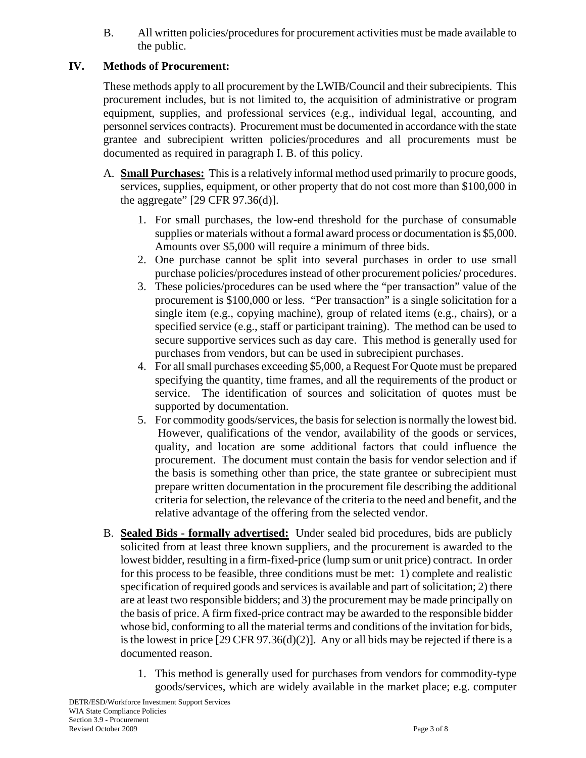B. All written policies/procedures for procurement activities must be made available to the public.

## IV. Methods of Procurement:

These methods apply to all procurement by the LWIB/Council and their subrecipients. This procurement includes, but is not limited to, the acquisition of administrative or program equipment, supplies, and professional services (e.g., individual legal, accounting, and personnel services contracts). Procurement must be documented in accordance with the state grantee and subrecipient written policies/procedures and all procurements must be documented as required in paragraph I. B. of this policy.

A. **Small Purchases:** This is a relatively informal method used primarily to procure goods, services, supplies, equipment, or other property that do not cost more than $100,000 in the aggregate" [29 CFR 97.36(d)].

1. For small purchases, the low-end threshold for the purchase of consumable supplies or materials without a formal award process or documentation is $5,000. Amounts over $5,000 will require a minimum of three bids.
2. One purchase cannot be split into several purchases in order to use small purchase policies/procedures instead of other procurement policies/ procedures.
3. These policies/procedures can be used where the "per transaction" value of the procurement is $100,000 or less. "Per transaction" is a single solicitation for a single item (e.g., copying machine), group of related items (e.g., chairs), or a specified service (e.g., staff or participant training). The method can be used to secure supportive services such as day care. This method is generally used for purchases from vendors, but can be used in subrecipient purchases.
4. For all small purchases exceeding $5,000, a Request For Quote must be prepared specifying the quantity, time frames, and all the requirements of the product or service. The identification of sources and solicitation of quotes must be supported by documentation.
5. For commodity goods/services, the basis for selection is normally the lowest bid. However, qualifications of the vendor, availability of the goods or services, quality, and location are some additional factors that could influence the procurement. The document must contain the basis for vendor selection and if the basis is something other than price, the state grantee or subrecipient must prepare written documentation in the procurement file describing the additional criteria for selection, the relevance of the criteria to the need and benefit, and the relative advantage of the offering from the selected vendor.

B. **Sealed Bids - formally advertised:** Under sealed bid procedures, bids are publicly solicited from at least three known suppliers, and the procurement is awarded to the lowest bidder, resulting in a firm-fixed-price (lump sum or unit price) contract. In order for this process to be feasible, three conditions must be met: 1) complete and realistic specification of required goods and services is available and part of solicitation; 2) there are at least two responsible bidders; and 3) the procurement may be made principally on the basis of price. A firm fixed-price contract may be awarded to the responsible bidder whose bid, conforming to all the material terms and conditions of the invitation for bids, is the lowest in price [29 CFR 97.36(d)(2)]. Any or all bids may be rejected if there is a documented reason.

1. This method is generally used for purchases from vendors for commodity-type goods/services, which are widely available in the market place; e.g. computer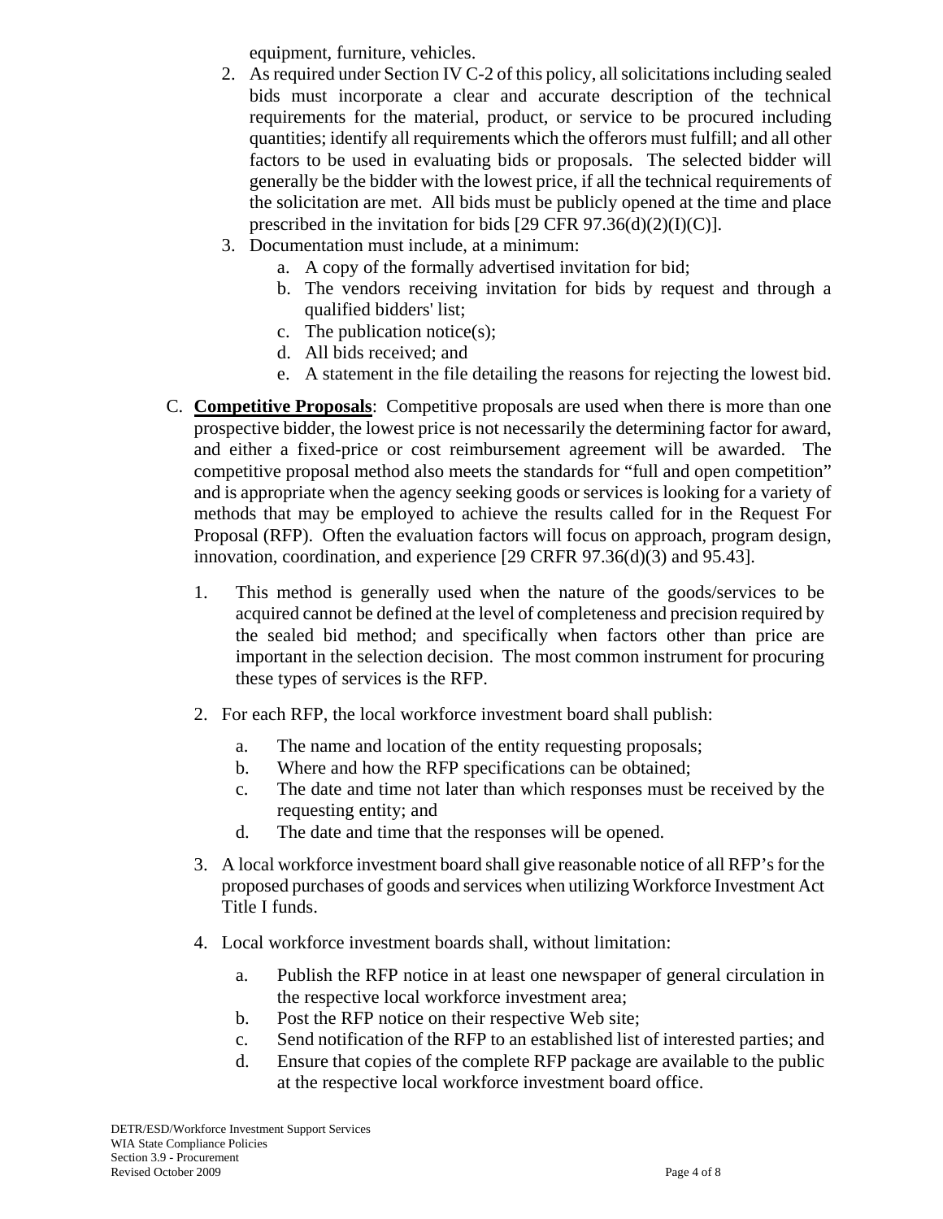equipment, furniture, vehicles.

2. As required under Section IV C-2 of this policy, all solicitations including sealed bids must incorporate a clear and accurate description of the technical requirements for the material, product, or service to be procured including quantities; identify all requirements which the offerors must fulfill; and all other factors to be used in evaluating bids or proposals. The selected bidder will generally be the bidder with the lowest price, if all the technical requirements of the solicitation are met. All bids must be publicly opened at the time and place prescribed in the invitation for bids [29 CFR 97.36(d)(2)(I)(C)].
3. Documentation must include, at a minimum:
   a. A copy of the formally advertised invitation for bid;
   b. The vendors receiving invitation for bids by request and through a qualified bidders' list;
   c. The publication notice(s);
   d. All bids received; and
   e. A statement in the file detailing the reasons for rejecting the lowest bid.

C. **Competitive Proposals**: Competitive proposals are used when there is more than one prospective bidder, the lowest price is not necessarily the determining factor for award, and either a fixed-price or cost reimbursement agreement will be awarded. The competitive proposal method also meets the standards for "full and open competition" and is appropriate when the agency seeking goods or services is looking for a variety of methods that may be employed to achieve the results called for in the Request For Proposal (RFP). Often the evaluation factors will focus on approach, program design, innovation, coordination, and experience [29 CRFR 97.36(d)(3) and 95.43].

1. This method is generally used when the nature of the goods/services to be acquired cannot be defined at the level of completeness and precision required by the sealed bid method; and specifically when factors other than price are important in the selection decision. The most common instrument for procuring these types of services is the RFP.

2. For each RFP, the local workforce investment board shall publish:

   a. The name and location of the entity requesting proposals;
   b. Where and how the RFP specifications can be obtained;
   c. The date and time not later than which responses must be received by the requesting entity; and
   d. The date and time that the responses will be opened.

3. A local workforce investment board shall give reasonable notice of all RFP's for the proposed purchases of goods and services when utilizing Workforce Investment Act Title I funds.

4. Local workforce investment boards shall, without limitation:

   a. Publish the RFP notice in at least one newspaper of general circulation in the respective local workforce investment area;
   b. Post the RFP notice on their respective Web site;
   c. Send notification of the RFP to an established list of interested parties; and
   d. Ensure that copies of the complete RFP package are available to the public at the respective local workforce investment board office.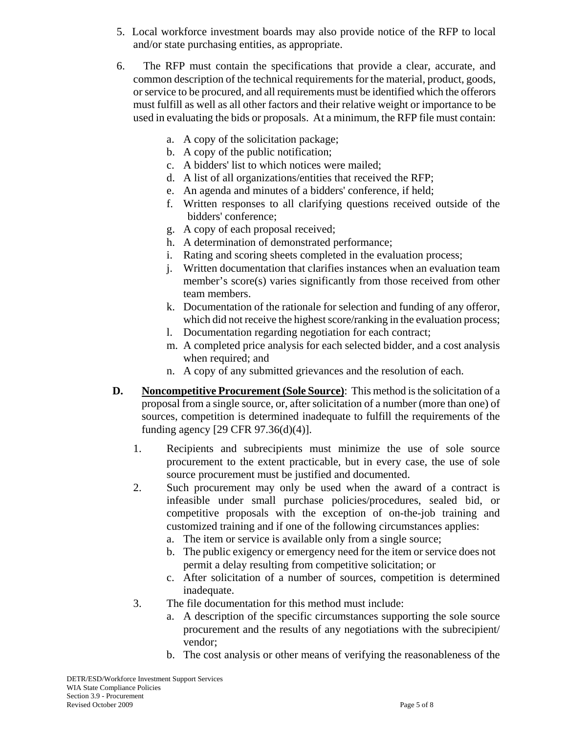5. Local workforce investment boards may also provide notice of the RFP to local and/or state purchasing entities, as appropriate.

6. The RFP must contain the specifications that provide a clear, accurate, and common description of the technical requirements for the material, product, goods, or service to be procured, and all requirements must be identified which the offerors must fulfill as well as all other factors and their relative weight or importance to be used in evaluating the bids or proposals. At a minimum, the RFP file must contain:

   a. A copy of the solicitation package;
   b. A copy of the public notification;
   c. A bidders' list to which notices were mailed;
   d. A list of all organizations/entities that received the RFP;
   e. An agenda and minutes of a bidders' conference, if held;
   f. Written responses to all clarifying questions received outside of the bidders' conference;
   g. A copy of each proposal received;
   h. A determination of demonstrated performance;
   i. Rating and scoring sheets completed in the evaluation process;
   j. Written documentation that clarifies instances when an evaluation team member's score(s) varies significantly from those received from other team members.
   k. Documentation of the rationale for selection and funding of any offeror, which did not receive the highest score/ranking in the evaluation process;
   l. Documentation regarding negotiation for each contract;
   m. A completed price analysis for each selected bidder, and a cost analysis when required; and
   n. A copy of any submitted grievances and the resolution of each.

**D.** **<u>Noncompetitive Procurement (Sole Source)</u>**: This method is the solicitation of a proposal from a single source, or, after solicitation of a number (more than one) of sources, competition is determined inadequate to fulfill the requirements of the funding agency [29 CFR 97.36(d)(4)].

1. Recipients and subrecipients must minimize the use of sole source procurement to the extent practicable, but in every case, the use of sole source procurement must be justified and documented.
2. Such procurement may only be used when the award of a contract is infeasible under small purchase policies/procedures, sealed bid, or competitive proposals with the exception of on-the-job training and customized training and if one of the following circumstances applies:
   a. The item or service is available only from a single source;
   b. The public exigency or emergency need for the item or service does not permit a delay resulting from competitive solicitation; or
   c. After solicitation of a number of sources, competition is determined inadequate.
3. The file documentation for this method must include:
   a. A description of the specific circumstances supporting the sole source procurement and the results of any negotiations with the subrecipient/ vendor;
   b. The cost analysis or other means of verifying the reasonableness of the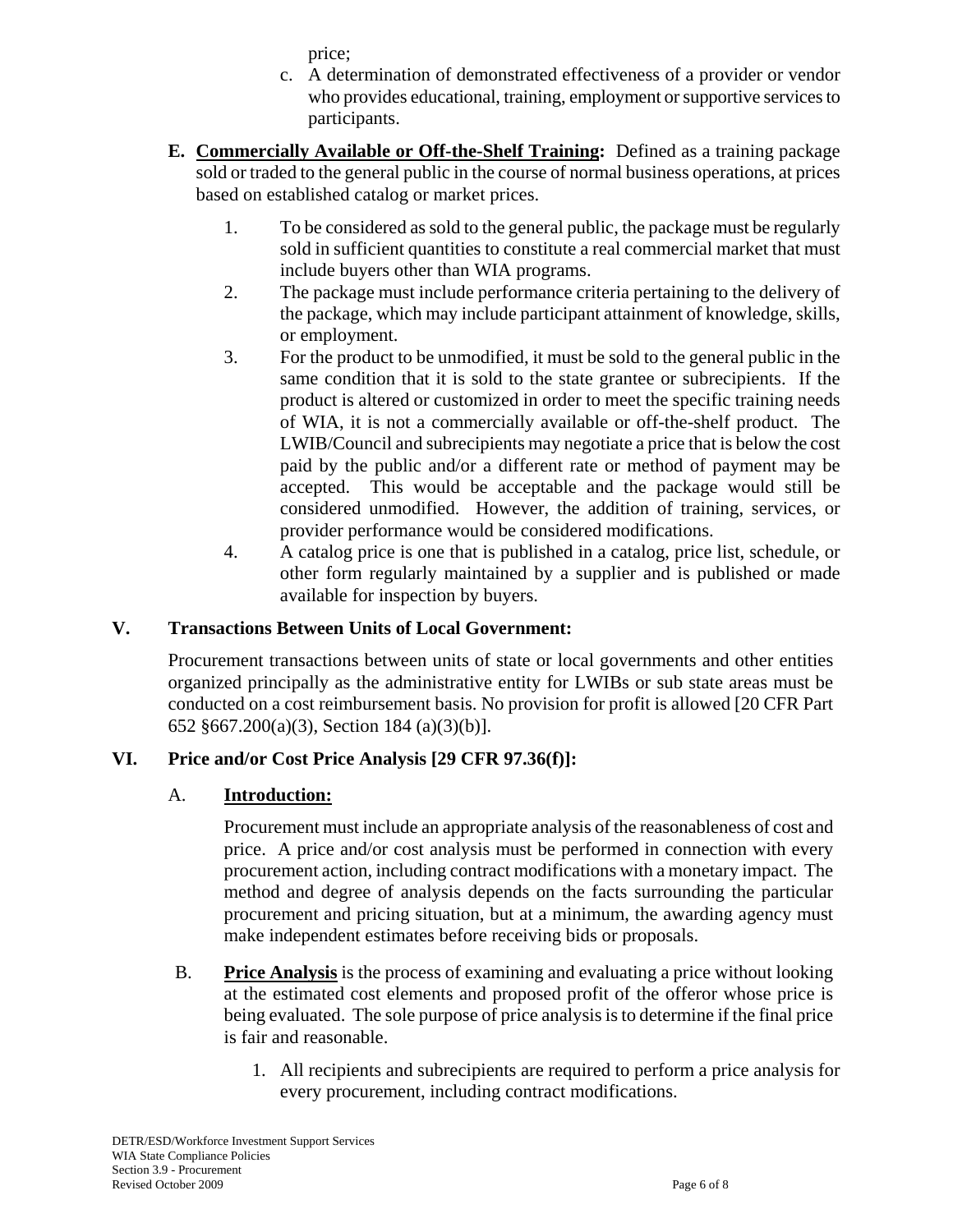price;

c. A determination of demonstrated effectiveness of a provider or vendor who provides educational, training, employment or supportive services to participants.

**E. Commercially Available or Off-the-Shelf Training:** Defined as a training package sold or traded to the general public in the course of normal business operations, at prices based on established catalog or market prices.

1. To be considered as sold to the general public, the package must be regularly sold in sufficient quantities to constitute a real commercial market that must include buyers other than WIA programs.
2. The package must include performance criteria pertaining to the delivery of the package, which may include participant attainment of knowledge, skills, or employment.
3. For the product to be unmodified, it must be sold to the general public in the same condition that it is sold to the state grantee or subrecipients. If the product is altered or customized in order to meet the specific training needs of WIA, it is not a commercially available or off-the-shelf product. The LWIB/Council and subrecipients may negotiate a price that is below the cost paid by the public and/or a different rate or method of payment may be accepted. This would be acceptable and the package would still be considered unmodified. However, the addition of training, services, or provider performance would be considered modifications.
4. A catalog price is one that is published in a catalog, price list, schedule, or other form regularly maintained by a supplier and is published or made available for inspection by buyers.

## V. Transactions Between Units of Local Government:

Procurement transactions between units of state or local governments and other entities organized principally as the administrative entity for LWIBs or sub state areas must be conducted on a cost reimbursement basis. No provision for profit is allowed [20 CFR Part 652 §667.200(a)(3), Section 184 (a)(3)(b)].

## VI. Price and/or Cost Price Analysis [29 CFR 97.36(f)]:

### A. Introduction:

Procurement must include an appropriate analysis of the reasonableness of cost and price. A price and/or cost analysis must be performed in connection with every procurement action, including contract modifications with a monetary impact. The method and degree of analysis depends on the facts surrounding the particular procurement and pricing situation, but at a minimum, the awarding agency must make independent estimates before receiving bids or proposals.

B. **Price Analysis** is the process of examining and evaluating a price without looking at the estimated cost elements and proposed profit of the offeror whose price is being evaluated. The sole purpose of price analysis is to determine if the final price is fair and reasonable.

1. All recipients and subrecipients are required to perform a price analysis for every procurement, including contract modifications.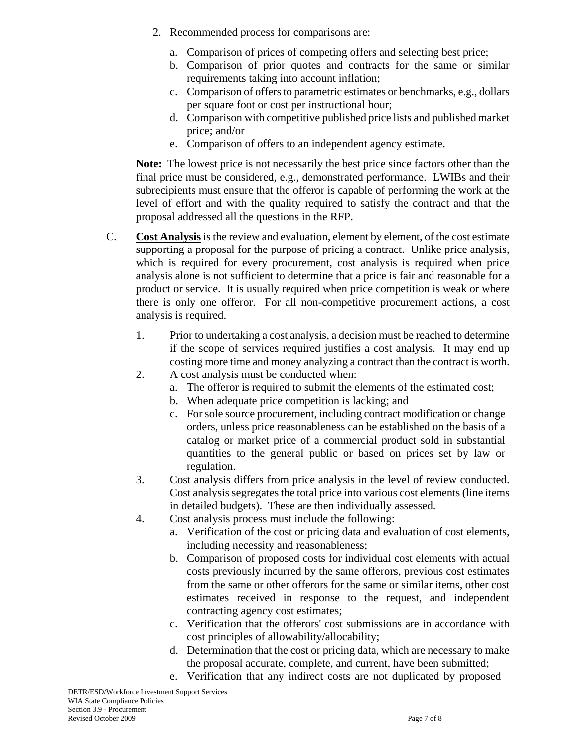2. Recommended process for comparisons are:

   a. Comparison of prices of competing offers and selecting best price;
   b. Comparison of prior quotes and contracts for the same or similar requirements taking into account inflation;
   c. Comparison of offers to parametric estimates or benchmarks, e.g., dollars per square foot or cost per instructional hour;
   d. Comparison with competitive published price lists and published market price; and/or
   e. Comparison of offers to an independent agency estimate.

   **Note:** The lowest price is not necessarily the best price since factors other than the final price must be considered, e.g., demonstrated performance. LWIBs and their subrecipients must ensure that the offeror is capable of performing the work at the level of effort and with the quality required to satisfy the contract and that the proposal addressed all the questions in the RFP.

C. **Cost Analysis** is the review and evaluation, element by element, of the cost estimate supporting a proposal for the purpose of pricing a contract. Unlike price analysis, which is required for every procurement, cost analysis is required when price analysis alone is not sufficient to determine that a price is fair and reasonable for a product or service. It is usually required when price competition is weak or where there is only one offeror. For all non-competitive procurement actions, a cost analysis is required.

   1. Prior to undertaking a cost analysis, a decision must be reached to determine if the scope of services required justifies a cost analysis. It may end up costing more time and money analyzing a contract than the contract is worth.
   2. A cost analysis must be conducted when:
      a. The offeror is required to submit the elements of the estimated cost;
      b. When adequate price competition is lacking; and
      c. For sole source procurement, including contract modification or change orders, unless price reasonableness can be established on the basis of a catalog or market price of a commercial product sold in substantial quantities to the general public or based on prices set by law or regulation.
   3. Cost analysis differs from price analysis in the level of review conducted. Cost analysis segregates the total price into various cost elements (line items in detailed budgets). These are then individually assessed.
   4. Cost analysis process must include the following:
      a. Verification of the cost or pricing data and evaluation of cost elements, including necessity and reasonableness;
      b. Comparison of proposed costs for individual cost elements with actual costs previously incurred by the same offerors, previous cost estimates from the same or other offerors for the same or similar items, other cost estimates received in response to the request, and independent contracting agency cost estimates;
      c. Verification that the offerors' cost submissions are in accordance with cost principles of allowability/allocability;
      d. Determination that the cost or pricing data, which are necessary to make the proposal accurate, complete, and current, have been submitted;
      e. Verification that any indirect costs are not duplicated by proposed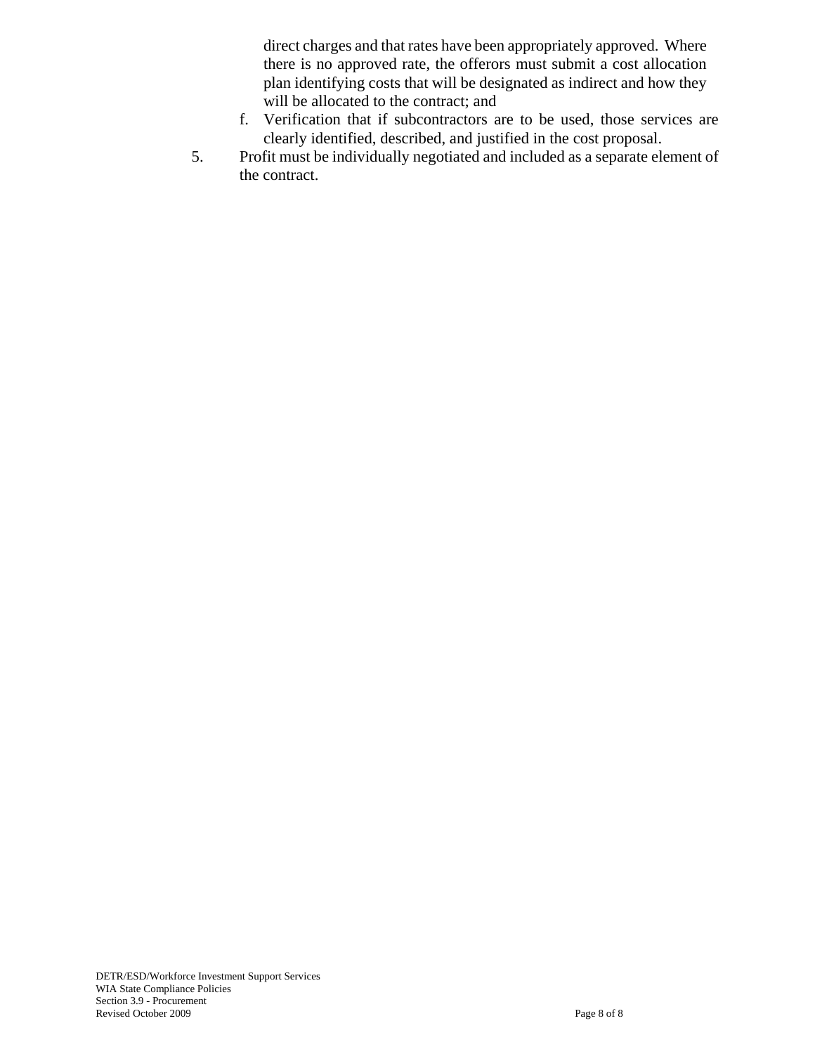direct charges and that rates have been appropriately approved. Where there is no approved rate, the offerors must submit a cost allocation plan identifying costs that will be designated as indirect and how they will be allocated to the contract; and

   f. Verification that if subcontractors are to be used, those services are clearly identified, described, and justified in the cost proposal.

5. Profit must be individually negotiated and included as a separate element of the contract.